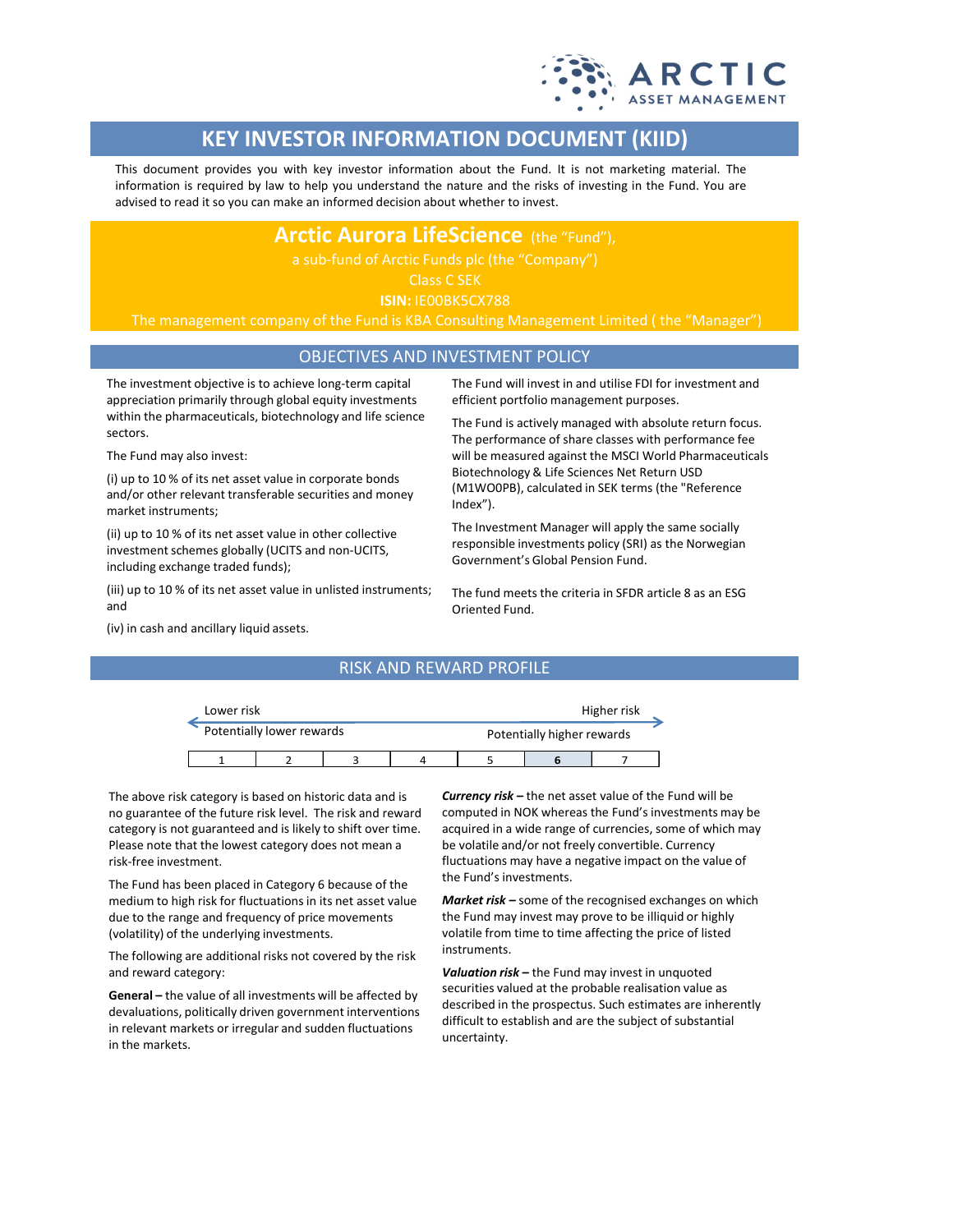# KEY INVESTOR INFORMATION DOCUMENT (KIID)

This document provides you with key investor information about the Fund. It is not marketing material. The information is required by law to help you understand the nature and the risks of investing in the Fund. You are advised to read it so you can make an informed decision about whether to invest.

**Arctic Aurora LifeScience** (the "Fund"),
a sub-fund of Arctic Funds plc (the "Company")
Class C SEK
**ISIN:** IE00BK5CX788
The management company of the Fund is KBA Consulting Management Limited ( the "Manager")

## OBJECTIVES AND INVESTMENT POLICY

The investment objective is to achieve long-term capital appreciation primarily through global equity investments within the pharmaceuticals, biotechnology and life science sectors.

The Fund may also invest:

(i) up to 10 % of its net asset value in corporate bonds and/or other relevant transferable securities and money market instruments;

(ii) up to 10 % of its net asset value in other collective investment schemes globally (UCITS and non-UCITS, including exchange traded funds);

(iii) up to 10 % of its net asset value in unlisted instruments; and

(iv) in cash and ancillary liquid assets.

The Fund will invest in and utilise FDI for investment and efficient portfolio management purposes.

The Fund is actively managed with absolute return focus. The performance of share classes with performance fee will be measured against the MSCI World Pharmaceuticals Biotechnology & Life Sciences Net Return USD (M1WO0PB), calculated in SEK terms (the "Reference Index").

The Investment Manager will apply the same socially responsible investments policy (SRI) as the Norwegian Government's Global Pension Fund.

The fund meets the criteria in SFDR article 8 as an ESG Oriented Fund.

## RISK AND REWARD PROFILE

| Lower risk<br>Potentially lower rewards | | | | | | Higher risk<br>Potentially higher rewards |
|---|---|---|---|---|---|---|
| 1 | 2 | 3 | 4 | 5 | **6** | 7 |

The above risk category is based on historic data and is no guarantee of the future risk level. The risk and reward category is not guaranteed and is likely to shift over time. Please note that the lowest category does not mean a risk-free investment.

The Fund has been placed in Category 6 because of the medium to high risk for fluctuations in its net asset value due to the range and frequency of price movements (volatility) of the underlying investments.

The following are additional risks not covered by the risk and reward category:

**General –** the value of all investments will be affected by devaluations, politically driven government interventions in relevant markets or irregular and sudden fluctuations in the markets.

***Currency risk –*** the net asset value of the Fund will be computed in NOK whereas the Fund's investments may be acquired in a wide range of currencies, some of which may be volatile and/or not freely convertible. Currency fluctuations may have a negative impact on the value of the Fund's investments.

***Market risk –*** some of the recognised exchanges on which the Fund may invest may prove to be illiquid or highly volatile from time to time affecting the price of listed instruments.

***Valuation risk –*** the Fund may invest in unquoted securities valued at the probable realisation value as described in the prospectus. Such estimates are inherently difficult to establish and are the subject of substantial uncertainty.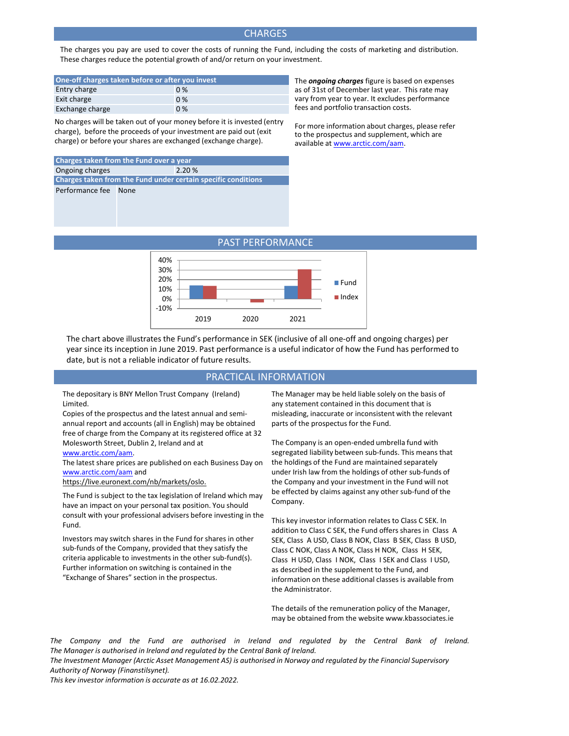## CHARGES

The charges you pay are used to cover the costs of running the Fund, including the costs of marketing and distribution. These charges reduce the potential growth of and/or return on your investment.

| One-off charges taken before or after you invest | |
|---|---|
| Entry charge | 0 % |
| Exit charge | 0 % |
| Exchange charge | 0 % |

No charges will be taken out of your money before it is invested (entry charge), before the proceeds of your investment are paid out (exit charge) or before your shares are exchanged (exchange charge).

| Charges taken from the Fund over a year | |
|---|---|
| Ongoing charges | 2.20 % |
| **Charges taken from the Fund under certain specific conditions** | |
| Performance fee | None |

The ***ongoing charges*** figure is based on expenses as of 31st of December last year. This rate may vary from year to year. It excludes performance fees and portfolio transaction costs.

For more information about charges, please refer to the prospectus and supplement, which are available at www.arctic.com/aam.

## PAST PERFORMANCE

40%
30%
20%
10%
0%
-10%
2019
2020
2021
Fund
Index

The chart above illustrates the Fund's performance in SEK (inclusive of all one-off and ongoing charges) per year since its inception in June 2019. Past performance is a useful indicator of how the Fund has performed to date, but is not a reliable indicator of future results.

## PRACTICAL INFORMATION

The depositary is BNY Mellon Trust Company (Ireland) Limited.

Copies of the prospectus and the latest annual and semi-annual report and accounts (all in English) may be obtained free of charge from the Company at its registered office at 32 Molesworth Street, Dublin 2, Ireland and at www.arctic.com/aam.

The latest share prices are published on each Business Day on www.arctic.com/aam and https://live.euronext.com/nb/markets/oslo.

The Fund is subject to the tax legislation of Ireland which may have an impact on your personal tax position. You should consult with your professional advisers before investing in the Fund.

Investors may switch shares in the Fund for shares in other sub-funds of the Company, provided that they satisfy the criteria applicable to investments in the other sub-fund(s). Further information on switching is contained in the "Exchange of Shares" section in the prospectus.

The Manager may be held liable solely on the basis of any statement contained in this document that is misleading, inaccurate or inconsistent with the relevant parts of the prospectus for the Fund.

The Company is an open-ended umbrella fund with segregated liability between sub-funds. This means that the holdings of the Fund are maintained separately under Irish law from the holdings of other sub-funds of the Company and your investment in the Fund will not be effected by claims against any other sub-fund of the Company.

This key investor information relates to Class C SEK. In addition to Class C SEK, the Fund offers shares in Class A SEK, Class A USD, Class B NOK, Class B SEK, Class B USD, Class C NOK, Class A NOK, Class H NOK, Class H SEK, Class H USD, Class I NOK, Class I SEK and Class I USD, as described in the supplement to the Fund, and information on these additional classes is available from the Administrator.

The details of the remuneration policy of the Manager, may be obtained from the website www.kbassociates.ie

*The Company and the Fund are authorised in Ireland and regulated by the Central Bank of Ireland.*
*The Manager is authorised in Ireland and regulated by the Central Bank of Ireland.*
*The Investment Manager (Arctic Asset Management AS) is authorised in Norway and regulated by the Financial Supervisory Authority of Norway (Finanstilsynet).*
*This kev investor information is accurate as at 16.02.2022.*